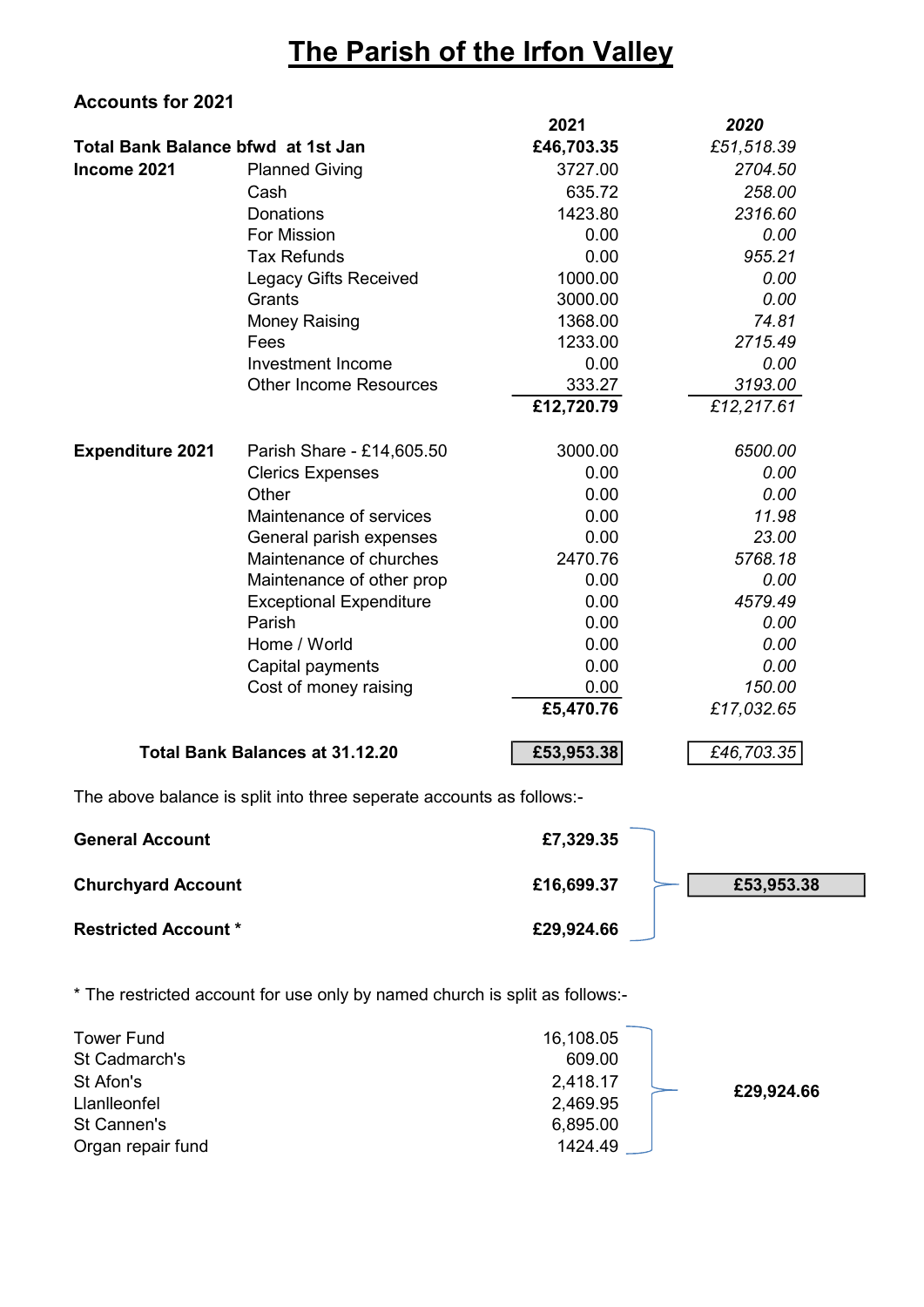# The Parish of the Irfon Valley

## Accounts for 2021

| | | 2021 | *2020* |
|---|---|---|---|
| **Total Bank Balance bfwd at 1st Jan** | | **£46,703.35** | *£51,518.39* |
| **Income 2021** | Planned Giving | 3727.00 | *2704.50* |
| | Cash | 635.72 | *258.00* |
| | Donations | 1423.80 | *2316.60* |
| | For Mission | 0.00 | *0.00* |
| | Tax Refunds | 0.00 | *955.21* |
| | Legacy Gifts Received | 1000.00 | *0.00* |
| | Grants | 3000.00 | *0.00* |
| | Money Raising | 1368.00 | *74.81* |
| | Fees | 1233.00 | *2715.49* |
| | Investment Income | 0.00 | *0.00* |
| | Other Income Resources | 333.27 | *3193.00* |
| | | **£12,720.79** | *£12,217.61* |
| **Expenditure 2021** | Parish Share - £14,605.50 | 3000.00 | *6500.00* |
| | Clerics Expenses | 0.00 | *0.00* |
| | Other | 0.00 | *0.00* |
| | Maintenance of services | 0.00 | *11.98* |
| | General parish expenses | 0.00 | *23.00* |
| | Maintenance of churches | 2470.76 | *5768.18* |
| | Maintenance of other prop | 0.00 | *0.00* |
| | Exceptional Expenditure | 0.00 | *4579.49* |
| | Parish | 0.00 | *0.00* |
| | Home / World | 0.00 | *0.00* |
| | Capital payments | 0.00 | *0.00* |
| | Cost of money raising | 0.00 | *150.00* |
| | | **£5,470.76** | *£17,032.65* |
| **Total Bank Balances at 31.12.20** | | **£53,953.38** | *£46,703.35* |

The above balance is split into three seperate accounts as follows:-

| | | |
|---|---|---|
| **General Account** | **£7,329.35** | |
| **Churchyard Account** | **£16,699.37** | **£53,953.38** |
| **Restricted Account \*** | **£29,924.66** | |

\* The restricted account for use only by named church is split as follows:-

| | | |
|---|---|---|
| Tower Fund | 16,108.05 | |
| St Cadmarch's | 609.00 | |
| St Afon's | 2,418.17 | **£29,924.66** |
| Llanlleonfel | 2,469.95 | |
| St Cannen's | 6,895.00 | |
| Organ repair fund | 1424.49 | |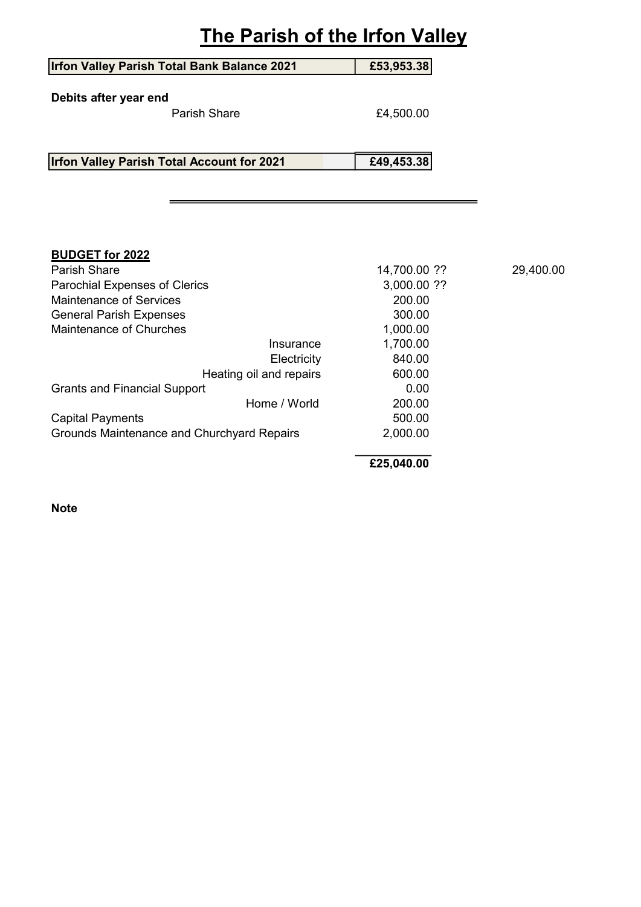# The Parish of the Irfon Valley

| | |
|---|---|
| **Irfon Valley Parish Total Bank Balance 2021** | **£53,953.38** |

**Debits after year end**

| | |
|---|---|
| Parish Share | £4,500.00 |

| | |
|---|---|
| **Irfon Valley Parish Total Account for 2021** | **£49,453.38** |

---

**BUDGET for 2022**

| | | | |
|---|---|---|---|
| Parish Share | | 14,700.00 ?? | 29,400.00 |
| Parochial Expenses of Clerics | | 3,000.00 ?? | |
| Maintenance of Services | | 200.00 | |
| General Parish Expenses | | 300.00 | |
| Maintenance of Churches | | 1,000.00 | |
| | Insurance | 1,700.00 | |
| | Electricity | 840.00 | |
| | Heating oil and repairs | 600.00 | |
| Grants and Financial Support | | 0.00 | |
| | Home / World | 200.00 | |
| Capital Payments | | 500.00 | |
| Grounds Maintenance and Churchyard Repairs | | 2,000.00 | |
| | | **£25,040.00** | |

**Note**